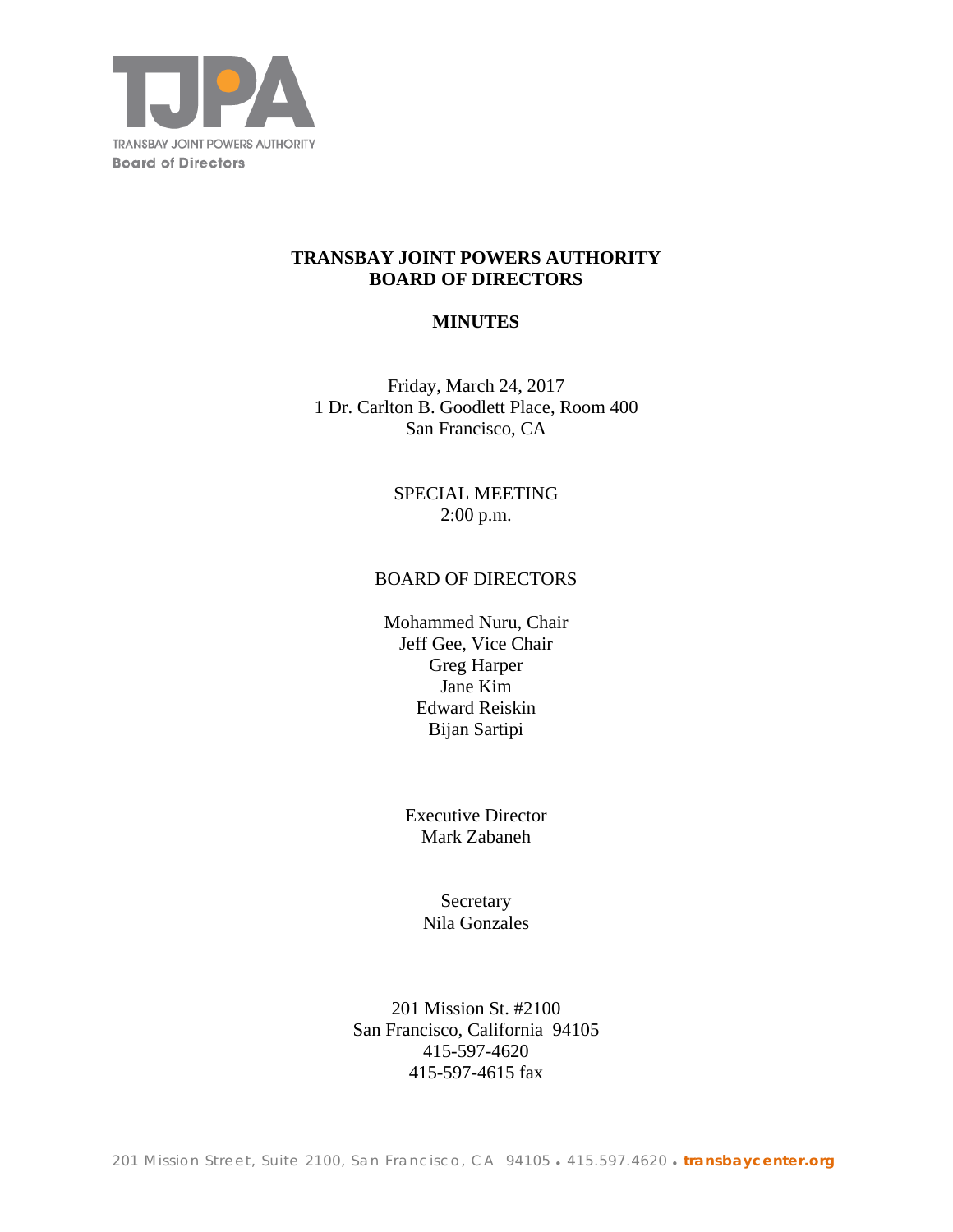TJPA

TRANSBAY JOINT POWERS AUTHORITY
Board of Directors

# TRANSBAY JOINT POWERS AUTHORITY
# BOARD OF DIRECTORS

## MINUTES

Friday, March 24, 2017
1 Dr. Carlton B. Goodlett Place, Room 400
San Francisco, CA

SPECIAL MEETING
2:00 p.m.

BOARD OF DIRECTORS

Mohammed Nuru, Chair
Jeff Gee, Vice Chair
Greg Harper
Jane Kim
Edward Reiskin
Bijan Sartipi

Executive Director
Mark Zabaneh

Secretary
Nila Gonzales

201 Mission St. #2100
San Francisco, California 94105
415-597-4620
415-597-4615 fax

201 Mission Street, Suite 2100, San Francisco, CA 94105 • 415.597.4620 • transbaycenter.org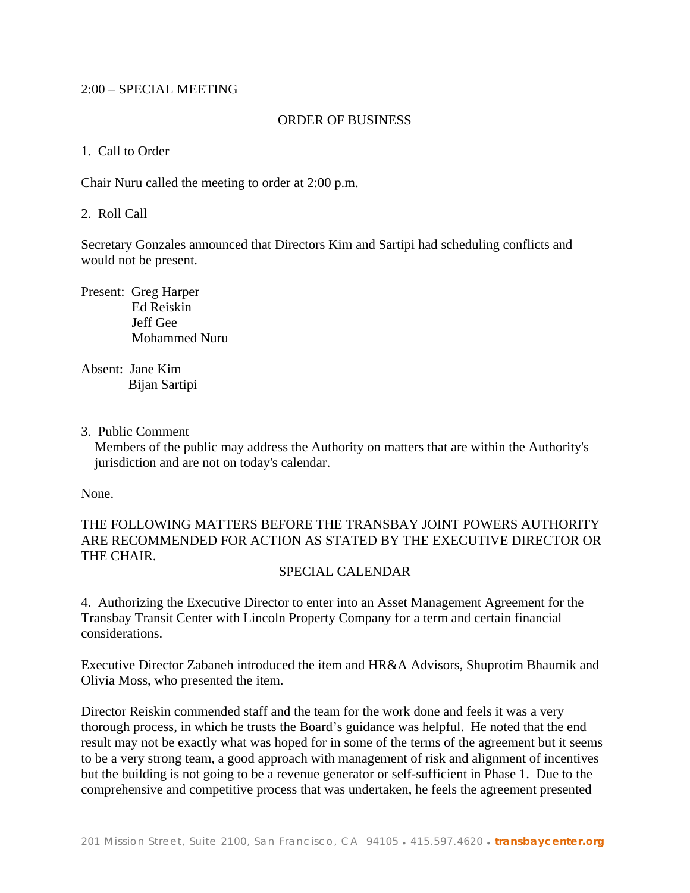2:00 – SPECIAL MEETING

## ORDER OF BUSINESS

1. Call to Order

Chair Nuru called the meeting to order at 2:00 p.m.

2. Roll Call

Secretary Gonzales announced that Directors Kim and Sartipi had scheduling conflicts and would not be present.

Present: Greg Harper
Ed Reiskin
Jeff Gee
Mohammed Nuru

Absent: Jane Kim
Bijan Sartipi

3. Public Comment
Members of the public may address the Authority on matters that are within the Authority's jurisdiction and are not on today's calendar.

None.

THE FOLLOWING MATTERS BEFORE THE TRANSBAY JOINT POWERS AUTHORITY ARE RECOMMENDED FOR ACTION AS STATED BY THE EXECUTIVE DIRECTOR OR THE CHAIR.

## SPECIAL CALENDAR

4. Authorizing the Executive Director to enter into an Asset Management Agreement for the Transbay Transit Center with Lincoln Property Company for a term and certain financial considerations.

Executive Director Zabaneh introduced the item and HR&A Advisors, Shuprotim Bhaumik and Olivia Moss, who presented the item.

Director Reiskin commended staff and the team for the work done and feels it was a very thorough process, in which he trusts the Board's guidance was helpful. He noted that the end result may not be exactly what was hoped for in some of the terms of the agreement but it seems to be a very strong team, a good approach with management of risk and alignment of incentives but the building is not going to be a revenue generator or self-sufficient in Phase 1. Due to the comprehensive and competitive process that was undertaken, he feels the agreement presented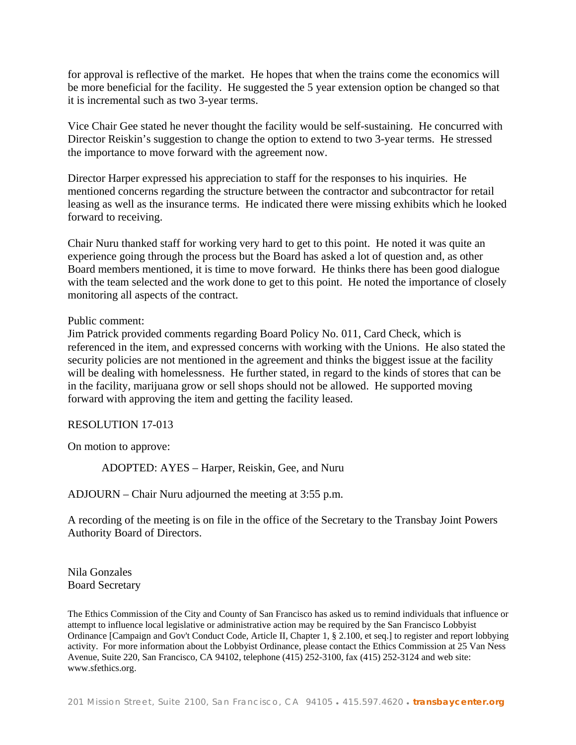for approval is reflective of the market. He hopes that when the trains come the economics will be more beneficial for the facility. He suggested the 5 year extension option be changed so that it is incremental such as two 3-year terms.

Vice Chair Gee stated he never thought the facility would be self-sustaining. He concurred with Director Reiskin's suggestion to change the option to extend to two 3-year terms. He stressed the importance to move forward with the agreement now.

Director Harper expressed his appreciation to staff for the responses to his inquiries. He mentioned concerns regarding the structure between the contractor and subcontractor for retail leasing as well as the insurance terms. He indicated there were missing exhibits which he looked forward to receiving.

Chair Nuru thanked staff for working very hard to get to this point. He noted it was quite an experience going through the process but the Board has asked a lot of question and, as other Board members mentioned, it is time to move forward. He thinks there has been good dialogue with the team selected and the work done to get to this point. He noted the importance of closely monitoring all aspects of the contract.

Public comment:
Jim Patrick provided comments regarding Board Policy No. 011, Card Check, which is referenced in the item, and expressed concerns with working with the Unions. He also stated the security policies are not mentioned in the agreement and thinks the biggest issue at the facility will be dealing with homelessness. He further stated, in regard to the kinds of stores that can be in the facility, marijuana grow or sell shops should not be allowed. He supported moving forward with approving the item and getting the facility leased.

RESOLUTION 17-013

On motion to approve:

ADOPTED: AYES – Harper, Reiskin, Gee, and Nuru

ADJOURN – Chair Nuru adjourned the meeting at 3:55 p.m.

A recording of the meeting is on file in the office of the Secretary to the Transbay Joint Powers Authority Board of Directors.

Nila Gonzales
Board Secretary

The Ethics Commission of the City and County of San Francisco has asked us to remind individuals that influence or attempt to influence local legislative or administrative action may be required by the San Francisco Lobbyist Ordinance [Campaign and Gov't Conduct Code, Article II, Chapter 1, § 2.100, et seq.] to register and report lobbying activity. For more information about the Lobbyist Ordinance, please contact the Ethics Commission at 25 Van Ness Avenue, Suite 220, San Francisco, CA 94102, telephone (415) 252-3100, fax (415) 252-3124 and web site: www.sfethics.org.